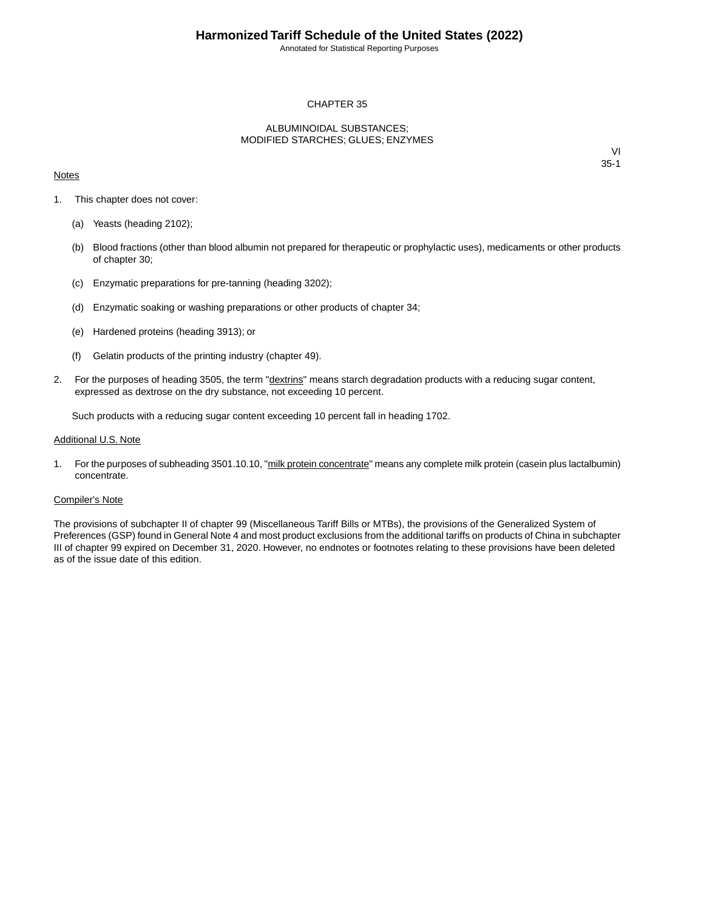# CHAPTER 35

## ALBUMINOIDAL SUBSTANCES; MODIFIED STARCHES; GLUES; ENZYMES

VI
35-1

Notes

1. This chapter does not cover:

   (a) Yeasts (heading 2102);

   (b) Blood fractions (other than blood albumin not prepared for therapeutic or prophylactic uses), medicaments or other products of chapter 30;

   (c) Enzymatic preparations for pre-tanning (heading 3202);

   (d) Enzymatic soaking or washing preparations or other products of chapter 34;

   (e) Hardened proteins (heading 3913); or

   (f) Gelatin products of the printing industry (chapter 49).

2. For the purposes of heading 3505, the term "dextrins" means starch degradation products with a reducing sugar content, expressed as dextrose on the dry substance, not exceeding 10 percent.

   Such products with a reducing sugar content exceeding 10 percent fall in heading 1702.

Additional U.S. Note

1. For the purposes of subheading 3501.10.10, "milk protein concentrate" means any complete milk protein (casein plus lactalbumin) concentrate.

Compiler's Note

The provisions of subchapter II of chapter 99 (Miscellaneous Tariff Bills or MTBs), the provisions of the Generalized System of Preferences (GSP) found in General Note 4 and most product exclusions from the additional tariffs on products of China in subchapter III of chapter 99 expired on December 31, 2020. However, no endnotes or footnotes relating to these provisions have been deleted as of the issue date of this edition.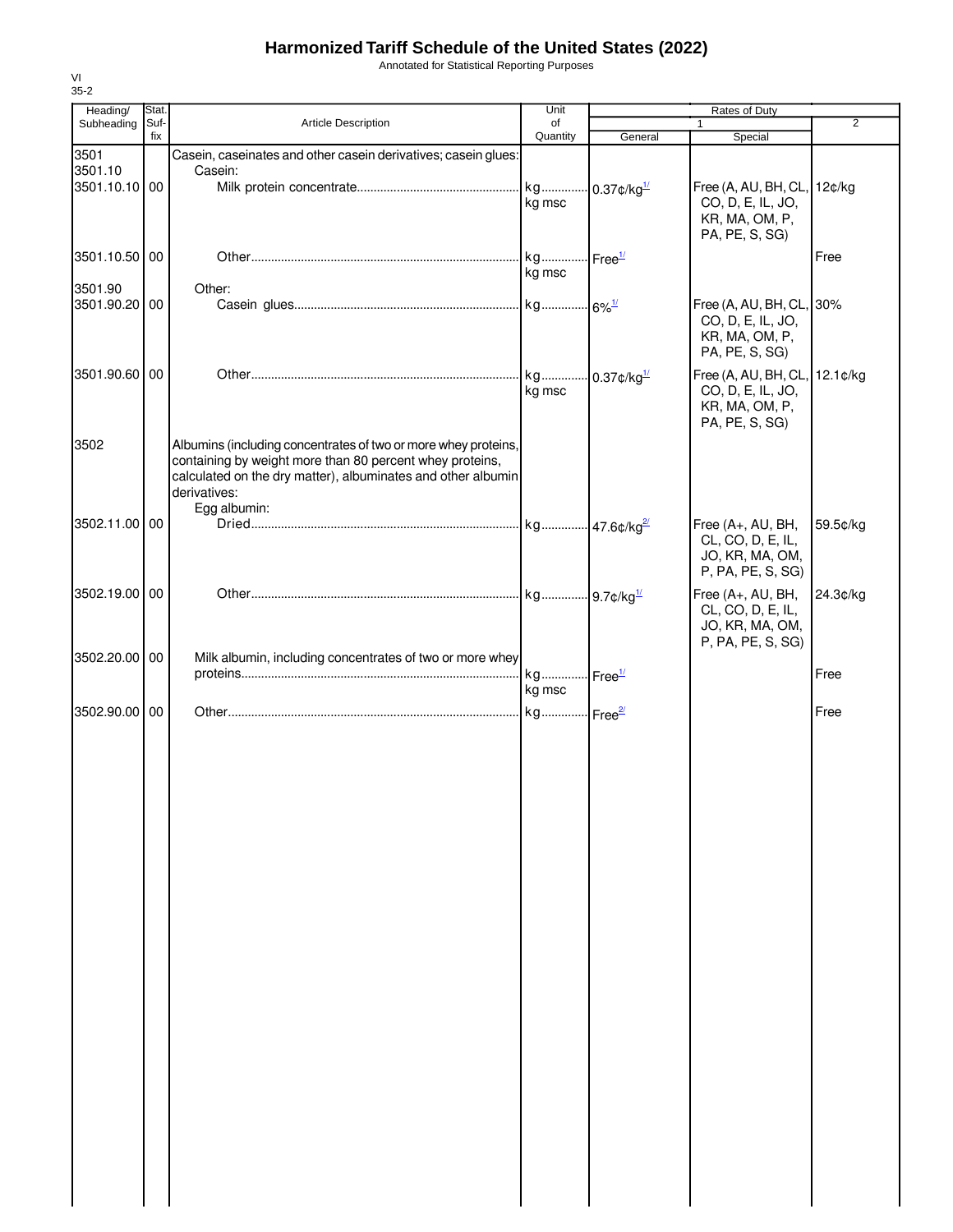# Harmonized Tariff Schedule of the United States (2022)

Annotated for Statistical Reporting Purposes

VI
35-2

| Heading/ Subheading | Stat. Suf- fix | Article Description | Unit of Quantity | Rates of Duty | | |
|---|---|---|---|---|---|---|
| | | | | 1 | | 2 |
| | | | | General | Special | |
| 3501 | | Casein, caseinates and other casein derivatives; casein glues: | | | | |
| 3501.10 | | Casein: | | | | |
| 3501.10.10 | 00 | Milk protein concentrate | kg<br>kg msc | 0.37¢/kg[1/] | Free (A, AU, BH, CL, CO, D, E, IL, JO, KR, MA, OM, P, PA, PE, S, SG) | 12¢/kg |
| 3501.10.50 | 00 | Other | kg<br>kg msc | Free[1/] | | Free |
| 3501.90 | | Other: | | | | |
| 3501.90.20 | 00 | Casein glues | kg | 6%[1/] | Free (A, AU, BH, CL, CO, D, E, IL, JO, KR, MA, OM, P, PA, PE, S, SG) | 30% |
| 3501.90.60 | 00 | Other | kg<br>kg msc | 0.37¢/kg[1/] | Free (A, AU, BH, CL, CO, D, E, IL, JO, KR, MA, OM, P, PA, PE, S, SG) | 12.1¢/kg |
| 3502 | | Albumins (including concentrates of two or more whey proteins, containing by weight more than 80 percent whey proteins, calculated on the dry matter), albuminates and other albumin derivatives: | | | | |
| | | Egg albumin: | | | | |
| 3502.11.00 | 00 | Dried | kg | 47.6¢/kg[2/] | Free (A+, AU, BH, CL, CO, D, E, IL, JO, KR, MA, OM, P, PA, PE, S, SG) | 59.5¢/kg |
| 3502.19.00 | 00 | Other | kg | 9.7¢/kg[1/] | Free (A+, AU, BH, CL, CO, D, E, IL, JO, KR, MA, OM, P, PA, PE, S, SG) | 24.3¢/kg |
| 3502.20.00 | 00 | Milk albumin, including concentrates of two or more whey proteins | kg<br>kg msc | Free[1/] | | Free |
| 3502.90.00 | 00 | Other | kg | Free[2/] | | Free |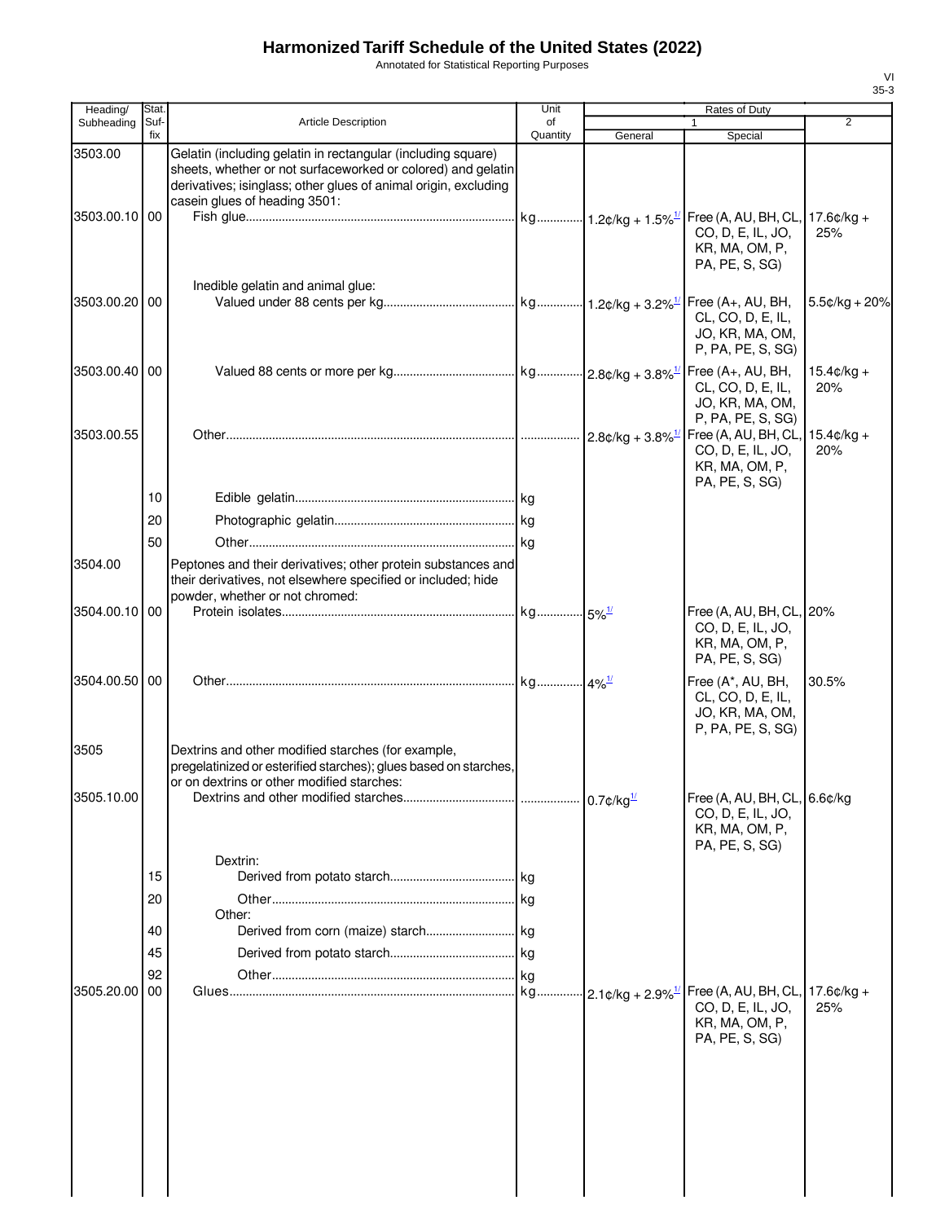# Harmonized Tariff Schedule of the United States (2022)

Annotated for Statistical Reporting Purposes

VI
35-3

| Heading/ Subheading | Stat. Suf- fix | Article Description | Unit of Quantity | Rates of Duty 1 General | Rates of Duty 1 Special | Rates of Duty 2 |
|---|---|---|---|---|---|---|
| 3503.00 | | Gelatin (including gelatin in rectangular (including square) sheets, whether or not surfaceworked or colored) and gelatin derivatives; isinglass; other glues of animal origin, excluding casein glues of heading 3501: | | | | |
| 3503.00.10 | 00 | Fish glue | kg | 1.2¢/kg + 1.5%[1/] | Free (A, AU, BH, CL, CO, D, E, IL, JO, KR, MA, OM, P, PA, PE, S, SG) | 17.6¢/kg + 25% |
| | | Inedible gelatin and animal glue: | | | | |
| 3503.00.20 | 00 | Valued under 88 cents per kg | kg | 1.2¢/kg + 3.2%[1/] | Free (A+, AU, BH, CL, CO, D, E, IL, JO, KR, MA, OM, P, PA, PE, S, SG) | 5.5¢/kg + 20% |
| 3503.00.40 | 00 | Valued 88 cents or more per kg | kg | 2.8¢/kg + 3.8%[1/] | Free (A+, AU, BH, CL, CO, D, E, IL, JO, KR, MA, OM, P, PA, PE, S, SG) | 15.4¢/kg + 20% |
| 3503.00.55 | | Other | | 2.8¢/kg + 3.8%[1/] | Free (A, AU, BH, CL, CO, D, E, IL, JO, KR, MA, OM, P, PA, PE, S, SG) | 15.4¢/kg + 20% |
| | 10 | Edible gelatin | kg | | | |
| | 20 | Photographic gelatin | kg | | | |
| | 50 | Other | kg | | | |
| 3504.00 | | Peptones and their derivatives; other protein substances and their derivatives, not elsewhere specified or included; hide powder, whether or not chromed: | | | | |
| 3504.00.10 | 00 | Protein isolates | kg | 5%[1/] | Free (A, AU, BH, CL, CO, D, E, IL, JO, KR, MA, OM, P, PA, PE, S, SG) | 20% |
| 3504.00.50 | 00 | Other | kg | 4%[1/] | Free (A*, AU, BH, CL, CO, D, E, IL, JO, KR, MA, OM, P, PA, PE, S, SG) | 30.5% |
| 3505 | | Dextrins and other modified starches (for example, pregelatinized or esterified starches); glues based on starches, or on dextrins or other modified starches: | | | | |
| 3505.10.00 | | Dextrins and other modified starches | | 0.7¢/kg[1/] | Free (A, AU, BH, CL, CO, D, E, IL, JO, KR, MA, OM, P, PA, PE, S, SG) | 6.6¢/kg |
| | | Dextrin: | | | | |
| | 15 | Derived from potato starch | kg | | | |
| | 20 | Other | kg | | | |
| | | Other: | | | | |
| | 40 | Derived from corn (maize) starch | kg | | | |
| | 45 | Derived from potato starch | kg | | | |
| | 92 | Other | kg | | | |
| 3505.20.00 | 00 | Glues | kg | 2.1¢/kg + 2.9%[1/] | Free (A, AU, BH, CL, CO, D, E, IL, JO, KR, MA, OM, P, PA, PE, S, SG) | 17.6¢/kg + 25% |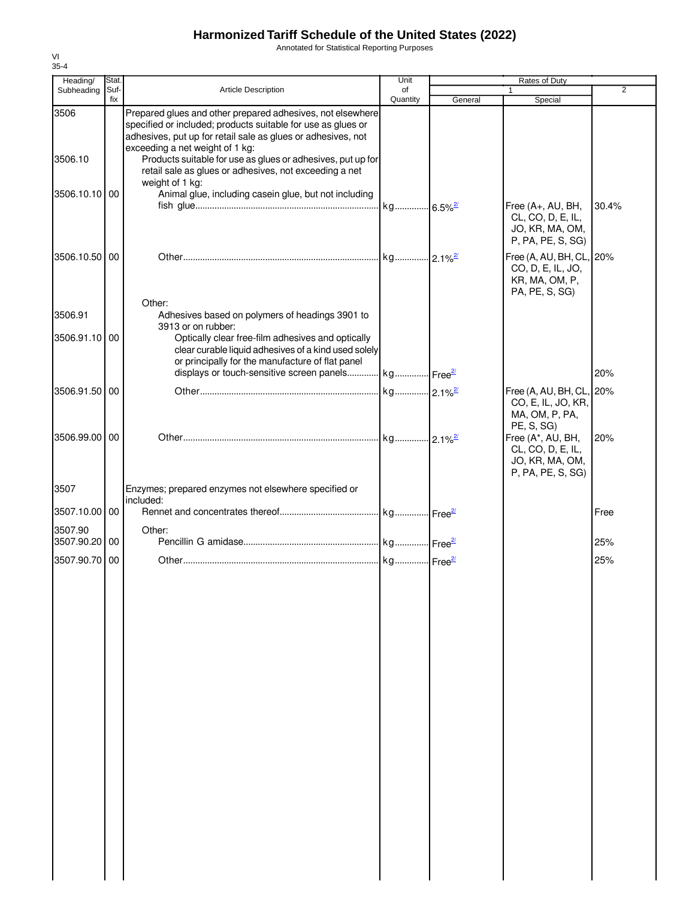# Harmonized Tariff Schedule of the United States (2022)

Annotated for Statistical Reporting Purposes

VI
35-4

| Heading/ Subheading | Stat. Suf- fix | Article Description | Unit of Quantity | Rates of Duty 1 General | Special | 2 |
|---|---|---|---|---|---|---|
| 3506 | | Prepared glues and other prepared adhesives, not elsewhere specified or included; products suitable for use as glues or adhesives, put up for retail sale as glues or adhesives, not exceeding a net weight of 1 kg: | | | | |
| 3506.10 | | Products suitable for use as glues or adhesives, put up for retail sale as glues or adhesives, not exceeding a net weight of 1 kg: | | | | |
| 3506.10.10 | 00 | Animal glue, including casein glue, but not including fish glue | kg | 6.5%[2/] | Free (A+, AU, BH, CL, CO, D, E, IL, JO, KR, MA, OM, P, PA, PE, S, SG) | 30.4% |
| 3506.10.50 | 00 | Other | kg | 2.1%[2/] | Free (A, AU, BH, CL, CO, D, E, IL, JO, KR, MA, OM, P, PA, PE, S, SG) | 20% |
| | | Other: | | | | |
| 3506.91 | | Adhesives based on polymers of headings 3901 to 3913 or on rubber: | | | | |
| 3506.91.10 | 00 | Optically clear free-film adhesives and optically clear curable liquid adhesives of a kind used solely or principally for the manufacture of flat panel displays or touch-sensitive screen panels | kg | Free[2/] | | 20% |
| 3506.91.50 | 00 | Other | kg | 2.1%[2/] | Free (A, AU, BH, CL, CO, E, IL, JO, KR, MA, OM, P, PA, PE, S, SG) | 20% |
| 3506.99.00 | 00 | Other | kg | 2.1%[2/] | Free (A*, AU, BH, CL, CO, D, E, IL, JO, KR, MA, OM, P, PA, PE, S, SG) | 20% |
| 3507 | | Enzymes; prepared enzymes not elsewhere specified or included: | | | | |
| 3507.10.00 | 00 | Rennet and concentrates thereof | kg | Free[2/] | | Free |
| 3507.90 | | Other: | | | | |
| 3507.90.20 | 00 | Pencillin G amidase | kg | Free[2/] | | 25% |
| 3507.90.70 | 00 | Other | kg | Free[2/] | | 25% |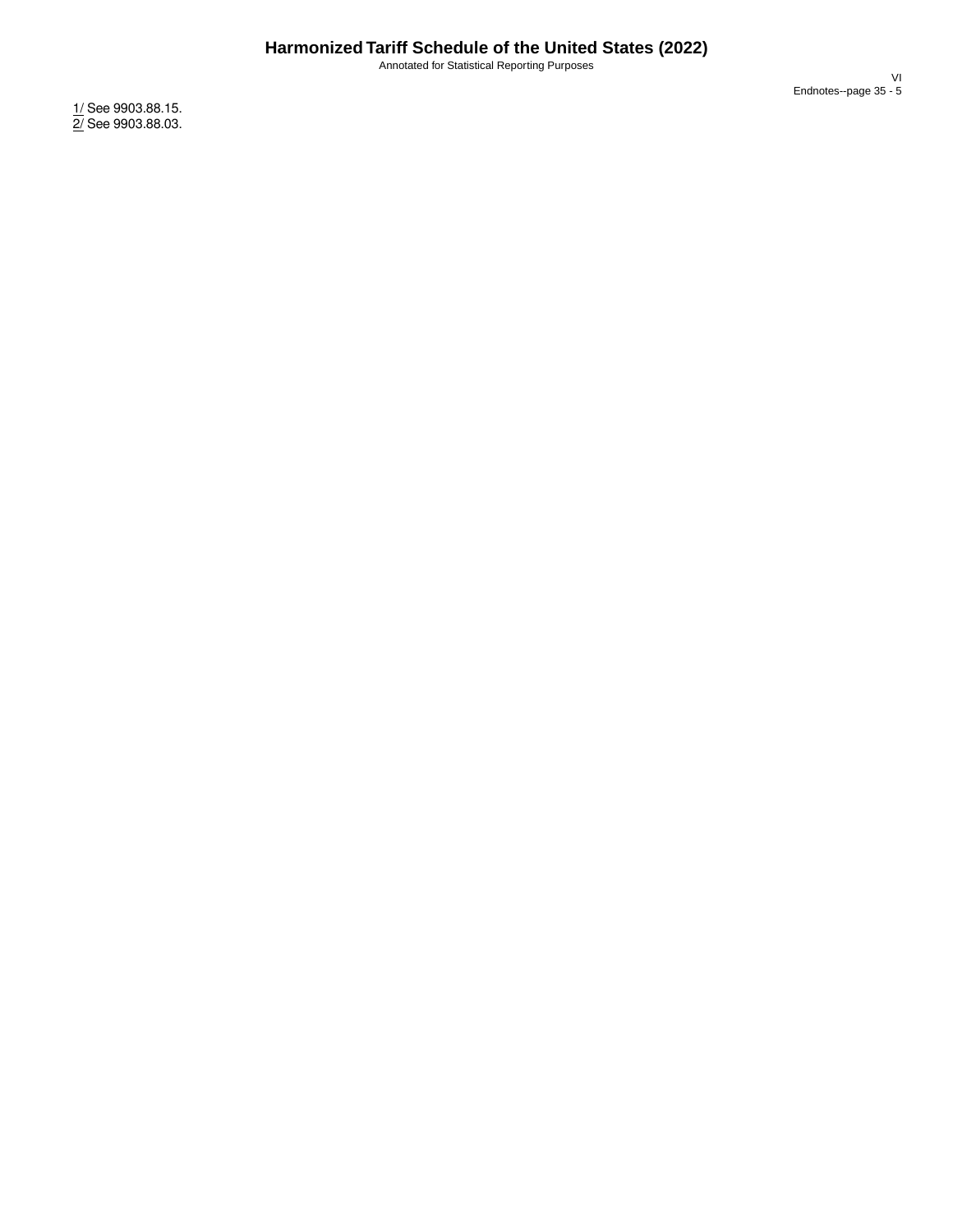1/ See 9903.88.15.
2/ See 9903.88.03.